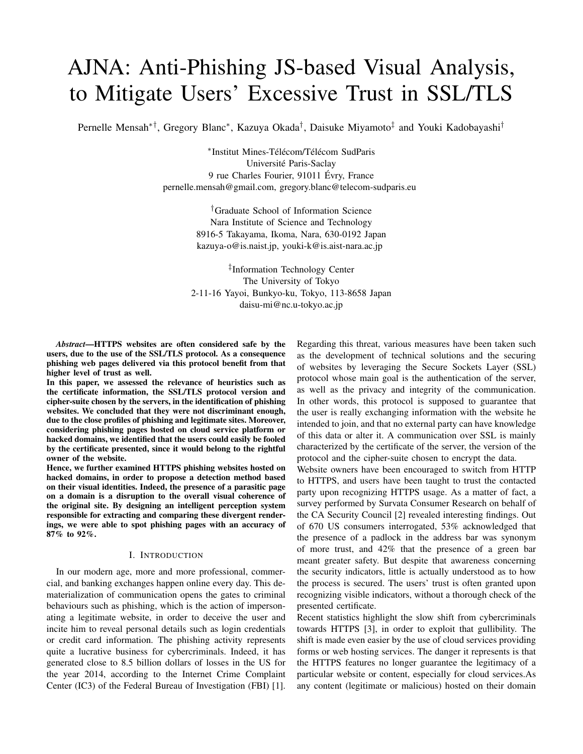# AJNA: Anti-Phishing JS-based Visual Analysis, to Mitigate Users' Excessive Trust in SSL/TLS

Pernelle Mensah[∗†], Gregory Blanc[∗], Kazuya Okada[†], Daisuke Miyamoto[‡] and Youki Kadobayashi[†]

[∗]Institut Mines-Télécom/Télécom SudParis
Université Paris-Saclay
9 rue Charles Fourier, 91011 Évry, France
pernelle.mensah@gmail.com, gregory.blanc@telecom-sudparis.eu

[†]Graduate School of Information Science
Nara Institute of Science and Technology
8916-5 Takayama, Ikoma, Nara, 630-0192 Japan
kazuya-o@is.naist.jp, youki-k@is.aist-nara.ac.jp

[‡]Information Technology Center
The University of Tokyo
2-11-16 Yayoi, Bunkyo-ku, Tokyo, 113-8658 Japan
daisu-mi@nc.u-tokyo.ac.jp

***Abstract*—HTTPS websites are often considered safe by the users, due to the use of the SSL/TLS protocol. As a consequence phishing web pages delivered via this protocol benefit from that higher level of trust as well.**

**In this paper, we assessed the relevance of heuristics such as the certificate information, the SSL/TLS protocol version and cipher-suite chosen by the servers, in the identification of phishing websites. We concluded that they were not discriminant enough, due to the close profiles of phishing and legitimate sites. Moreover, considering phishing pages hosted on cloud service platform or hacked domains, we identified that the users could easily be fooled by the certificate presented, since it would belong to the rightful owner of the website.**

**Hence, we further examined HTTPS phishing websites hosted on hacked domains, in order to propose a detection method based on their visual identities. Indeed, the presence of a parasitic page on a domain is a disruption to the overall visual coherence of the original site. By designing an intelligent perception system responsible for extracting and comparing these divergent renderings, we were able to spot phishing pages with an accuracy of 87% to 92%.**

## I. Introduction

In our modern age, more and more professional, commercial, and banking exchanges happen online every day. This dematerialization of communication opens the gates to criminal behaviours such as phishing, which is the action of impersonating a legitimate website, in order to deceive the user and incite him to reveal personal details such as login credentials or credit card information. The phishing activity represents quite a lucrative business for cybercriminals. Indeed, it has generated close to 8.5 billion dollars of losses in the US for the year 2014, according to the Internet Crime Complaint Center (IC3) of the Federal Bureau of Investigation (FBI) [1]. Regarding this threat, various measures have been taken such as the development of technical solutions and the securing of websites by leveraging the Secure Sockets Layer (SSL) protocol whose main goal is the authentication of the server, as well as the privacy and integrity of the communication. In other words, this protocol is supposed to guarantee that the user is really exchanging information with the website he intended to join, and that no external party can have knowledge of this data or alter it. A communication over SSL is mainly characterized by the certificate of the server, the version of the protocol and the cipher-suite chosen to encrypt the data.

Website owners have been encouraged to switch from HTTP to HTTPS, and users have been taught to trust the contacted party upon recognizing HTTPS usage. As a matter of fact, a survey performed by Survata Consumer Research on behalf of the CA Security Council [2] revealed interesting findings. Out of 670 US consumers interrogated, 53% acknowledged that the presence of a padlock in the address bar was synonym of more trust, and 42% that the presence of a green bar meant greater safety. But despite that awareness concerning the security indicators, little is actually understood as to how the process is secured. The users' trust is often granted upon recognizing visible indicators, without a thorough check of the presented certificate.

Recent statistics highlight the slow shift from cybercriminals towards HTTPS [3], in order to exploit that gullibility. The shift is made even easier by the use of cloud services providing forms or web hosting services. The danger it represents is that the HTTPS features no longer guarantee the legitimacy of a particular website or content, especially for cloud services.As any content (legitimate or malicious) hosted on their domain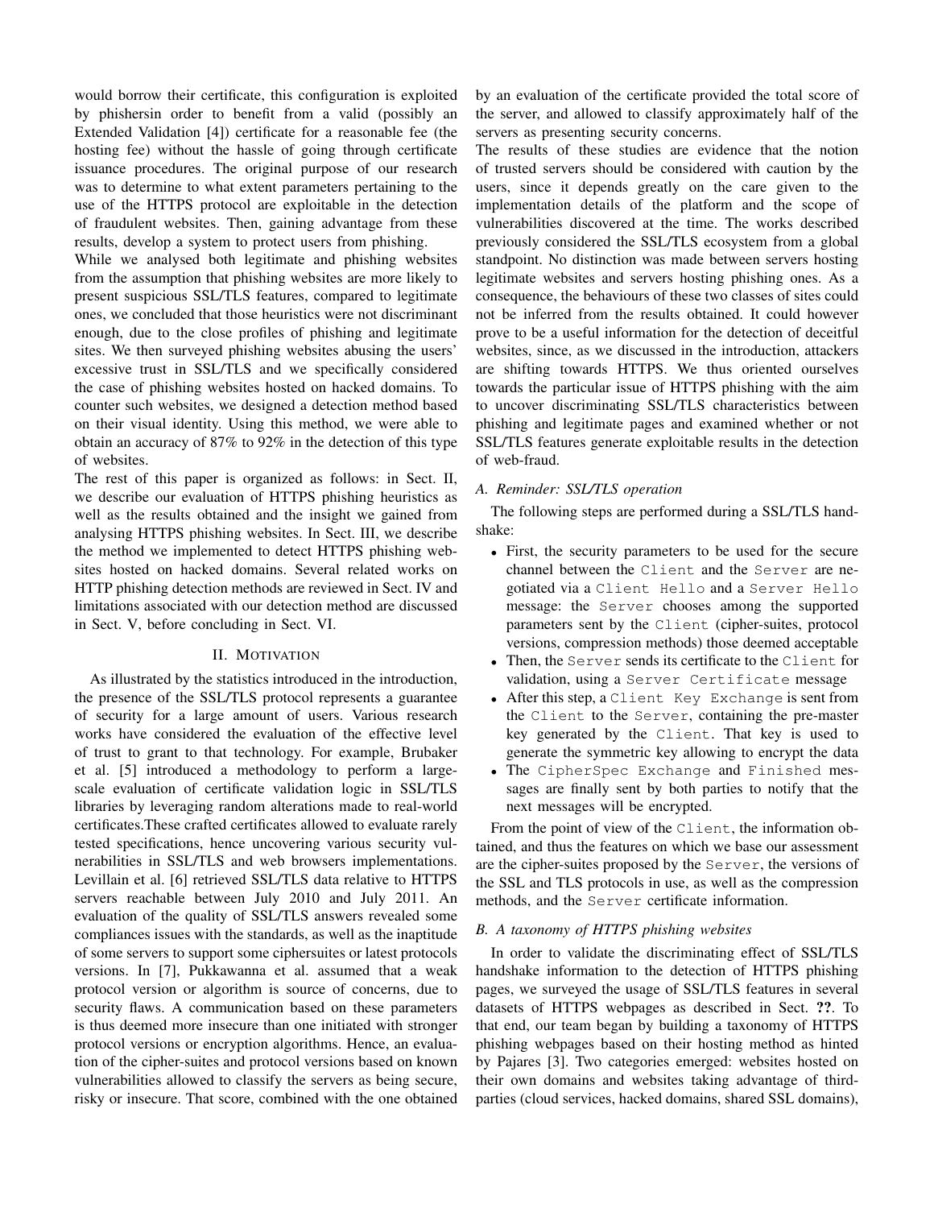would borrow their certificate, this configuration is exploited by phishersin order to benefit from a valid (possibly an Extended Validation [4]) certificate for a reasonable fee (the hosting fee) without the hassle of going through certificate issuance procedures. The original purpose of our research was to determine to what extent parameters pertaining to the use of the HTTPS protocol are exploitable in the detection of fraudulent websites. Then, gaining advantage from these results, develop a system to protect users from phishing.

While we analysed both legitimate and phishing websites from the assumption that phishing websites are more likely to present suspicious SSL/TLS features, compared to legitimate ones, we concluded that those heuristics were not discriminant enough, due to the close profiles of phishing and legitimate sites. We then surveyed phishing websites abusing the users' excessive trust in SSL/TLS and we specifically considered the case of phishing websites hosted on hacked domains. To counter such websites, we designed a detection method based on their visual identity. Using this method, we were able to obtain an accuracy of 87% to 92% in the detection of this type of websites.

The rest of this paper is organized as follows: in Sect. II, we describe our evaluation of HTTPS phishing heuristics as well as the results obtained and the insight we gained from analysing HTTPS phishing websites. In Sect. III, we describe the method we implemented to detect HTTPS phishing websites hosted on hacked domains. Several related works on HTTP phishing detection methods are reviewed in Sect. IV and limitations associated with our detection method are discussed in Sect. V, before concluding in Sect. VI.

## II. Motivation

As illustrated by the statistics introduced in the introduction, the presence of the SSL/TLS protocol represents a guarantee of security for a large amount of users. Various research works have considered the evaluation of the effective level of trust to grant to that technology. For example, Brubaker et al. [5] introduced a methodology to perform a large-scale evaluation of certificate validation logic in SSL/TLS libraries by leveraging random alterations made to real-world certificates.These crafted certificates allowed to evaluate rarely tested specifications, hence uncovering various security vulnerabilities in SSL/TLS and web browsers implementations. Levillain et al. [6] retrieved SSL/TLS data relative to HTTPS servers reachable between July 2010 and July 2011. An evaluation of the quality of SSL/TLS answers revealed some compliances issues with the standards, as well as the inaptitude of some servers to support some ciphersuites or latest protocols versions. In [7], Pukkawanna et al. assumed that a weak protocol version or algorithm is source of concerns, due to security flaws. A communication based on these parameters is thus deemed more insecure than one initiated with stronger protocol versions or encryption algorithms. Hence, an evaluation of the cipher-suites and protocol versions based on known vulnerabilities allowed to classify the servers as being secure, risky or insecure. That score, combined with the one obtained by an evaluation of the certificate provided the total score of the server, and allowed to classify approximately half of the servers as presenting security concerns.

The results of these studies are evidence that the notion of trusted servers should be considered with caution by the users, since it depends greatly on the care given to the implementation details of the platform and the scope of vulnerabilities discovered at the time. The works described previously considered the SSL/TLS ecosystem from a global standpoint. No distinction was made between servers hosting legitimate websites and servers hosting phishing ones. As a consequence, the behaviours of these two classes of sites could not be inferred from the results obtained. It could however prove to be a useful information for the detection of deceitful websites, since, as we discussed in the introduction, attackers are shifting towards HTTPS. We thus oriented ourselves towards the particular issue of HTTPS phishing with the aim to uncover discriminating SSL/TLS characteristics between phishing and legitimate pages and examined whether or not SSL/TLS features generate exploitable results in the detection of web-fraud.

### A. Reminder: SSL/TLS operation

The following steps are performed during a SSL/TLS handshake:

- First, the security parameters to be used for the secure channel between the `Client` and the `Server` are negotiated via a `Client Hello` and a `Server Hello` message: the `Server` chooses among the supported parameters sent by the `Client` (cipher-suites, protocol versions, compression methods) those deemed acceptable
- Then, the `Server` sends its certificate to the `Client` for validation, using a `Server Certificate` message
- After this step, a `Client Key Exchange` is sent from the `Client` to the `Server`, containing the pre-master key generated by the `Client`. That key is used to generate the symmetric key allowing to encrypt the data
- The `CipherSpec Exchange` and `Finished` messages are finally sent by both parties to notify that the next messages will be encrypted.

From the point of view of the `Client`, the information obtained, and thus the features on which we base our assessment are the cipher-suites proposed by the `Server`, the versions of the SSL and TLS protocols in use, as well as the compression methods, and the `Server` certificate information.

### B. A taxonomy of HTTPS phishing websites

In order to validate the discriminating effect of SSL/TLS handshake information to the detection of HTTPS phishing pages, we surveyed the usage of SSL/TLS features in several datasets of HTTPS webpages as described in Sect. **??**. To that end, our team began by building a taxonomy of HTTPS phishing webpages based on their hosting method as hinted by Pajares [3]. Two categories emerged: websites hosted on their own domains and websites taking advantage of third-parties (cloud services, hacked domains, shared SSL domains),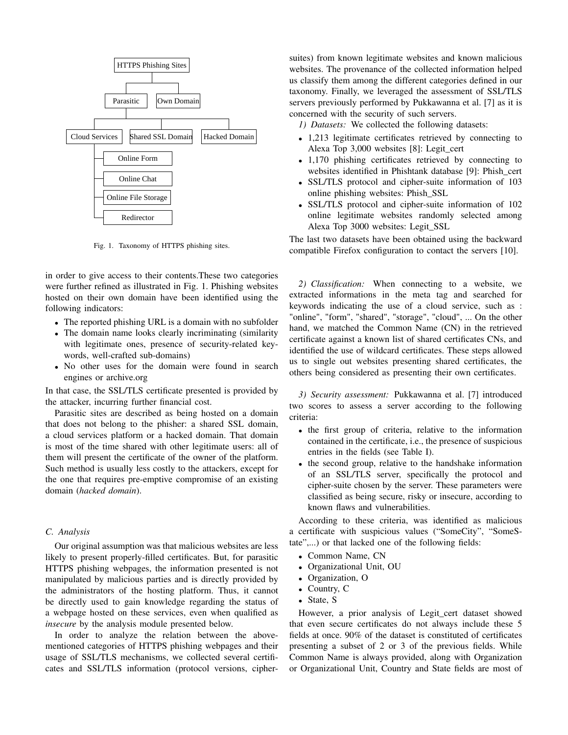Fig. 1. Taxonomy of HTTPS phishing sites.

in order to give access to their contents.These two categories were further refined as illustrated in Fig. 1. Phishing websites hosted on their own domain have been identified using the following indicators:

- The reported phishing URL is a domain with no subfolder
- The domain name looks clearly incriminating (similarity with legitimate ones, presence of security-related keywords, well-crafted sub-domains)
- No other uses for the domain were found in search engines or archive.org

In that case, the SSL/TLS certificate presented is provided by the attacker, incurring further financial cost.

Parasitic sites are described as being hosted on a domain that does not belong to the phisher: a shared SSL domain, a cloud services platform or a hacked domain. That domain is most of the time shared with other legitimate users: all of them will present the certificate of the owner of the platform. Such method is usually less costly to the attackers, except for the one that requires pre-emptive compromise of an existing domain (*hacked domain*).

### C. Analysis

Our original assumption was that malicious websites are less likely to present properly-filled certificates. But, for parasitic HTTPS phishing webpages, the information presented is not manipulated by malicious parties and is directly provided by the administrators of the hosting platform. Thus, it cannot be directly used to gain knowledge regarding the status of a webpage hosted on these services, even when qualified as *insecure* by the analysis module presented below.

In order to analyze the relation between the above-mentioned categories of HTTPS phishing webpages and their usage of SSL/TLS mechanisms, we collected several certificates and SSL/TLS information (protocol versions, cipher-suites) from known legitimate websites and known malicious websites. The provenance of the collected information helped us classify them among the different categories defined in our taxonomy. Finally, we leveraged the assessment of SSL/TLS servers previously performed by Pukkawanna et al. [7] as it is concerned with the security of such servers.

*1) Datasets:* We collected the following datasets:

- 1,213 legitimate certificates retrieved by connecting to Alexa Top 3,000 websites [8]: Legit_cert
- 1,170 phishing certificates retrieved by connecting to websites identified in Phishtank database [9]: Phish_cert
- SSL/TLS protocol and cipher-suite information of 103 online phishing websites: Phish_SSL
- SSL/TLS protocol and cipher-suite information of 102 online legitimate websites randomly selected among Alexa Top 3000 websites: Legit_SSL

The last two datasets have been obtained using the backward compatible Firefox configuration to contact the servers [10].

*2) Classification:* When connecting to a website, we extracted informations in the meta tag and searched for keywords indicating the use of a cloud service, such as : "online", "form", "shared", "storage", "cloud", ... On the other hand, we matched the Common Name (CN) in the retrieved certificate against a known list of shared certificates CNs, and identified the use of wildcard certificates. These steps allowed us to single out websites presenting shared certificates, the others being considered as presenting their own certificates.

*3) Security assessment:* Pukkawanna et al. [7] introduced two scores to assess a server according to the following criteria:

- the first group of criteria, relative to the information contained in the certificate, i.e., the presence of suspicious entries in the fields (see Table I).
- the second group, relative to the handshake information of an SSL/TLS server, specifically the protocol and cipher-suite chosen by the server. These parameters were classified as being secure, risky or insecure, according to known flaws and vulnerabilities.

According to these criteria, was identified as malicious a certificate with suspicious values ("SomeCity", "SomeState",...) or that lacked one of the following fields:

- Common Name, CN
- Organizational Unit, OU
- Organization, O
- Country, C
- State, S

However, a prior analysis of Legit_cert dataset showed that even secure certificates do not always include these 5 fields at once. 90% of the dataset is constituted of certificates presenting a subset of 2 or 3 of the previous fields. While Common Name is always provided, along with Organization or Organizational Unit, Country and State fields are most of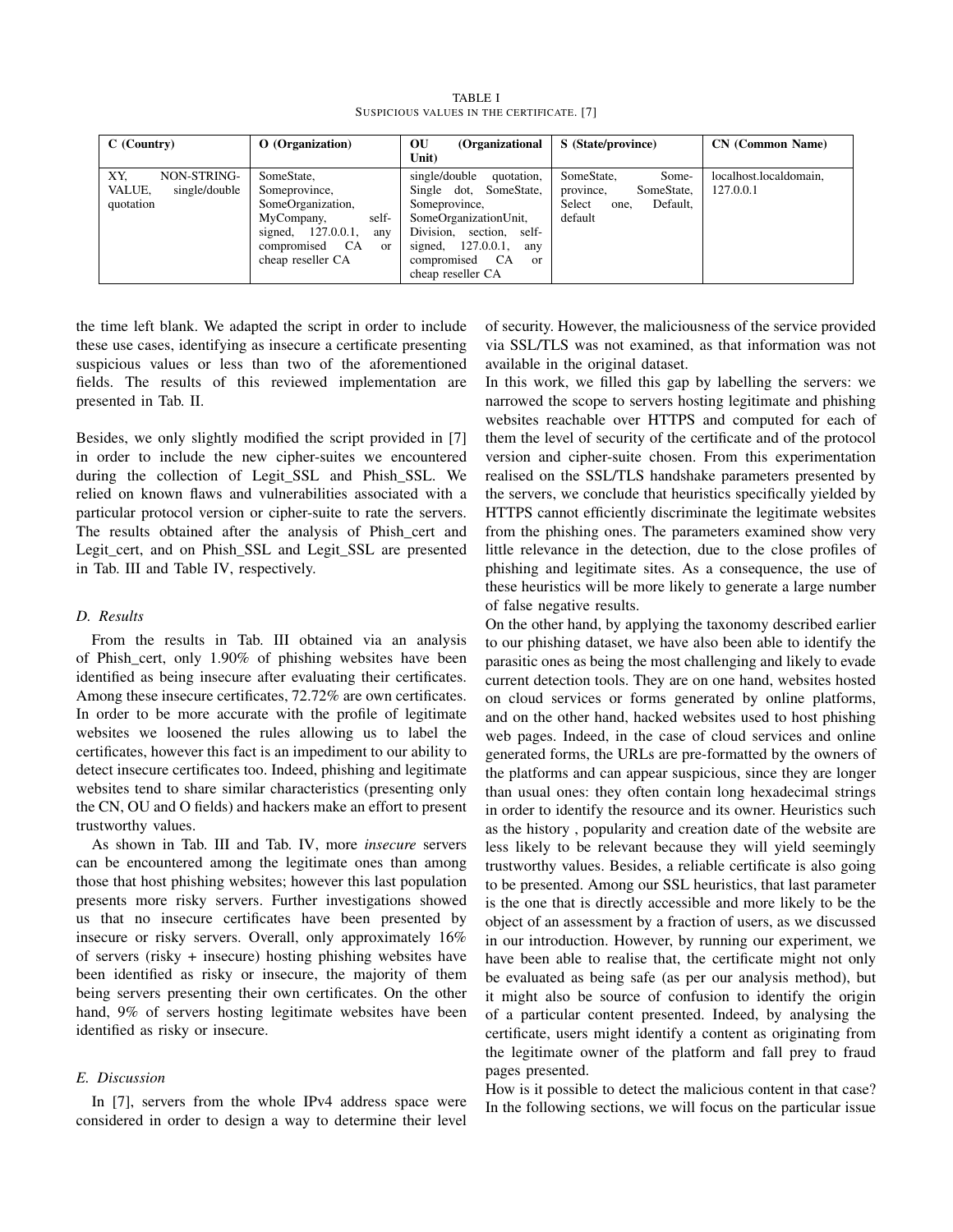TABLE I
SUSPICIOUS VALUES IN THE CERTIFICATE. [7]

| C (Country) | O (Organization) | OU (Organizational Unit) | S (State/province) | CN (Common Name) |
|---|---|---|---|---|
| XY, NON-STRING-VALUE, single/double quotation | SomeState, Someprovince, SomeOrganization, MyCompany, self-signed, 127.0.0.1, any compromised CA or cheap reseller CA | single/double quotation, Single dot, SomeState, Someprovince, SomeOrganizationUnit, Division, section, self-signed, 127.0.0.1, any compromised CA or cheap reseller CA | SomeState, Some-province, SomeState, Select one, Default, default | localhost.localdomain, 127.0.0.1 |

the time left blank. We adapted the script in order to include these use cases, identifying as insecure a certificate presenting suspicious values or less than two of the aforementioned fields. The results of this reviewed implementation are presented in Tab. II.

Besides, we only slightly modified the script provided in [7] in order to include the new cipher-suites we encountered during the collection of Legit_SSL and Phish_SSL. We relied on known flaws and vulnerabilities associated with a particular protocol version or cipher-suite to rate the servers. The results obtained after the analysis of Phish_cert and Legit_cert, and on Phish_SSL and Legit_SSL are presented in Tab. III and Table IV, respectively.

### D. Results

From the results in Tab. III obtained via an analysis of Phish_cert, only 1.90% of phishing websites have been identified as being insecure after evaluating their certificates. Among these insecure certificates, 72.72% are own certificates. In order to be more accurate with the profile of legitimate websites we loosened the rules allowing us to label the certificates, however this fact is an impediment to our ability to detect insecure certificates too. Indeed, phishing and legitimate websites tend to share similar characteristics (presenting only the CN, OU and O fields) and hackers make an effort to present trustworthy values.

As shown in Tab. III and Tab. IV, more *insecure* servers can be encountered among the legitimate ones than among those that host phishing websites; however this last population presents more risky servers. Further investigations showed us that no insecure certificates have been presented by insecure or risky servers. Overall, only approximately 16% of servers (risky + insecure) hosting phishing websites have been identified as risky or insecure, the majority of them being servers presenting their own certificates. On the other hand, 9% of servers hosting legitimate websites have been identified as risky or insecure.

### E. Discussion

In [7], servers from the whole IPv4 address space were considered in order to design a way to determine their level of security. However, the maliciousness of the service provided via SSL/TLS was not examined, as that information was not available in the original dataset.

In this work, we filled this gap by labelling the servers: we narrowed the scope to servers hosting legitimate and phishing websites reachable over HTTPS and computed for each of them the level of security of the certificate and of the protocol version and cipher-suite chosen. From this experimentation realised on the SSL/TLS handshake parameters presented by the servers, we conclude that heuristics specifically yielded by HTTPS cannot efficiently discriminate the legitimate websites from the phishing ones. The parameters examined show very little relevance in the detection, due to the close profiles of phishing and legitimate sites. As a consequence, the use of these heuristics will be more likely to generate a large number of false negative results.

On the other hand, by applying the taxonomy described earlier to our phishing dataset, we have also been able to identify the parasitic ones as being the most challenging and likely to evade current detection tools. They are on one hand, websites hosted on cloud services or forms generated by online platforms, and on the other hand, hacked websites used to host phishing web pages. Indeed, in the case of cloud services and online generated forms, the URLs are pre-formatted by the owners of the platforms and can appear suspicious, since they are longer than usual ones: they often contain long hexadecimal strings in order to identify the resource and its owner. Heuristics such as the history , popularity and creation date of the website are less likely to be relevant because they will yield seemingly trustworthy values. Besides, a reliable certificate is also going to be presented. Among our SSL heuristics, that last parameter is the one that is directly accessible and more likely to be the object of an assessment by a fraction of users, as we discussed in our introduction. However, by running our experiment, we have been able to realise that, the certificate might not only be evaluated as being safe (as per our analysis method), but it might also be source of confusion to identify the origin of a particular content presented. Indeed, by analysing the certificate, users might identify a content as originating from the legitimate owner of the platform and fall prey to fraud pages presented.

How is it possible to detect the malicious content in that case? In the following sections, we will focus on the particular issue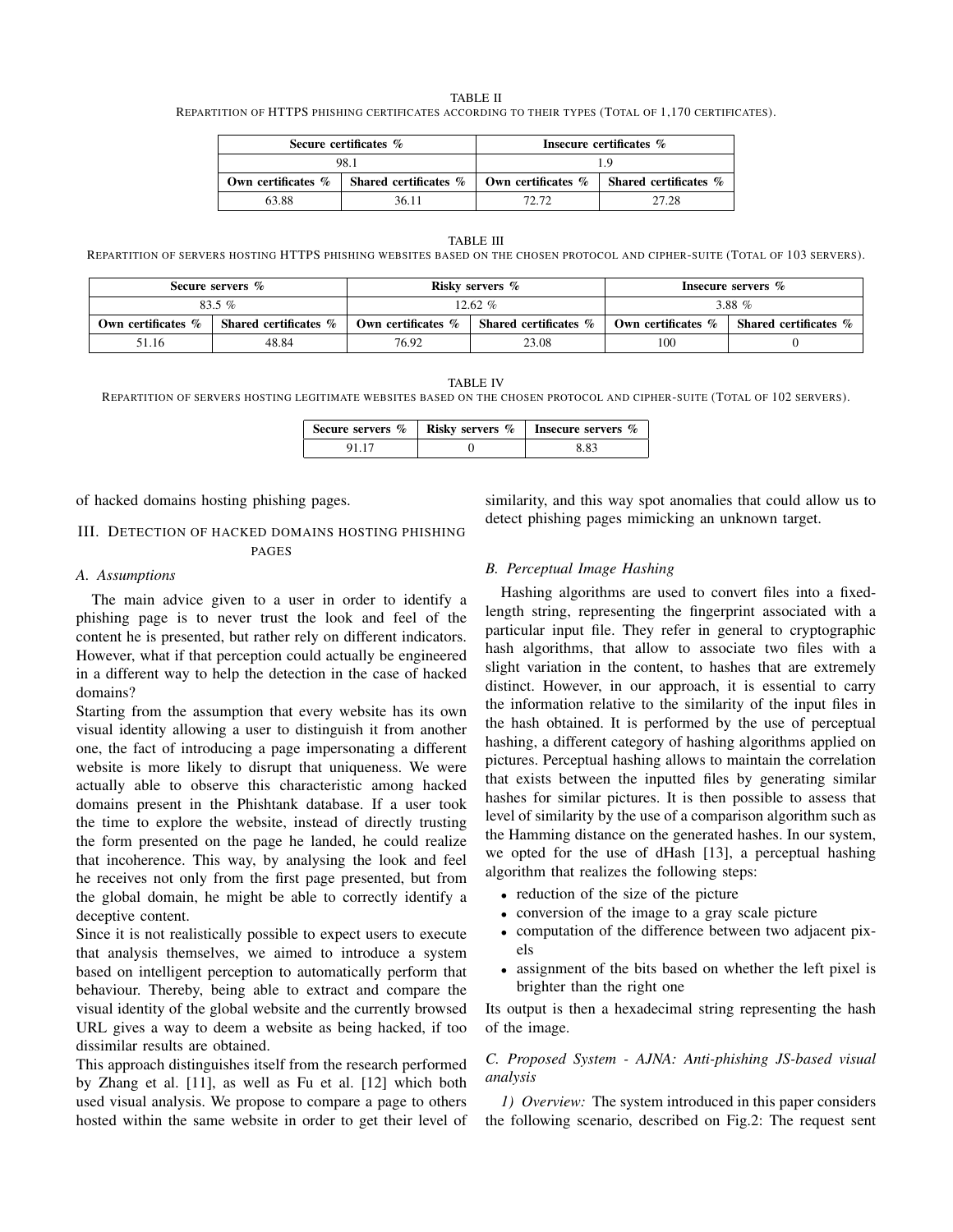TABLE II
REPARTITION OF HTTPS PHISHING CERTIFICATES ACCORDING TO THEIR TYPES (TOTAL OF 1,170 CERTIFICATES).

| **Secure certificates %** | | **Insecure certificates %** | |
|---|---|---|---|
| 98.1 | | 1.9 | |
| **Own certificates %** | **Shared certificates %** | **Own certificates %** | **Shared certificates %** |
| 63.88 | 36.11 | 72.72 | 27.28 |

TABLE III
REPARTITION OF SERVERS HOSTING HTTPS PHISHING WEBSITES BASED ON THE CHOSEN PROTOCOL AND CIPHER-SUITE (TOTAL OF 103 SERVERS).

| **Secure servers %** | | **Risky servers %** | | **Insecure servers %** | |
|---|---|---|---|---|---|
| 83.5 % | | 12.62 % | | 3.88 % | |
| **Own certificates %** | **Shared certificates %** | **Own certificates %** | **Shared certificates %** | **Own certificates %** | **Shared certificates %** |
| 51.16 | 48.84 | 76.92 | 23.08 | 100 | 0 |

TABLE IV
REPARTITION OF SERVERS HOSTING LEGITIMATE WEBSITES BASED ON THE CHOSEN PROTOCOL AND CIPHER-SUITE (TOTAL OF 102 SERVERS).

| **Secure servers %** | **Risky servers %** | **Insecure servers %** |
|---|---|---|
| 91.17 | 0 | 8.83 |

of hacked domains hosting phishing pages.

## III. DETECTION OF HACKED DOMAINS HOSTING PHISHING PAGES

### A. Assumptions

The main advice given to a user in order to identify a phishing page is to never trust the look and feel of the content he is presented, but rather rely on different indicators. However, what if that perception could actually be engineered in a different way to help the detection in the case of hacked domains?

Starting from the assumption that every website has its own visual identity allowing a user to distinguish it from another one, the fact of introducing a page impersonating a different website is more likely to disrupt that uniqueness. We were actually able to observe this characteristic among hacked domains present in the Phishtank database. If a user took the time to explore the website, instead of directly trusting the form presented on the page he landed, he could realize that incoherence. This way, by analysing the look and feel he receives not only from the first page presented, but from the global domain, he might be able to correctly identify a deceptive content.

Since it is not realistically possible to expect users to execute that analysis themselves, we aimed to introduce a system based on intelligent perception to automatically perform that behaviour. Thereby, being able to extract and compare the visual identity of the global website and the currently browsed URL gives a way to deem a website as being hacked, if too dissimilar results are obtained.

This approach distinguishes itself from the research performed by Zhang et al. [11], as well as Fu et al. [12] which both used visual analysis. We propose to compare a page to others hosted within the same website in order to get their level of similarity, and this way spot anomalies that could allow us to detect phishing pages mimicking an unknown target.

### B. Perceptual Image Hashing

Hashing algorithms are used to convert files into a fixed-length string, representing the fingerprint associated with a particular input file. They refer in general to cryptographic hash algorithms, that allow to associate two files with a slight variation in the content, to hashes that are extremely distinct. However, in our approach, it is essential to carry the information relative to the similarity of the input files in the hash obtained. It is performed by the use of perceptual hashing, a different category of hashing algorithms applied on pictures. Perceptual hashing allows to maintain the correlation that exists between the inputted files by generating similar hashes for similar pictures. It is then possible to assess that level of similarity by the use of a comparison algorithm such as the Hamming distance on the generated hashes. In our system, we opted for the use of dHash [13], a perceptual hashing algorithm that realizes the following steps:

- reduction of the size of the picture
- conversion of the image to a gray scale picture
- computation of the difference between two adjacent pixels
- assignment of the bits based on whether the left pixel is brighter than the right one

Its output is then a hexadecimal string representing the hash of the image.

### C. Proposed System - AJNA: Anti-phishing JS-based visual analysis

*1) Overview:* The system introduced in this paper considers the following scenario, described on Fig.2: The request sent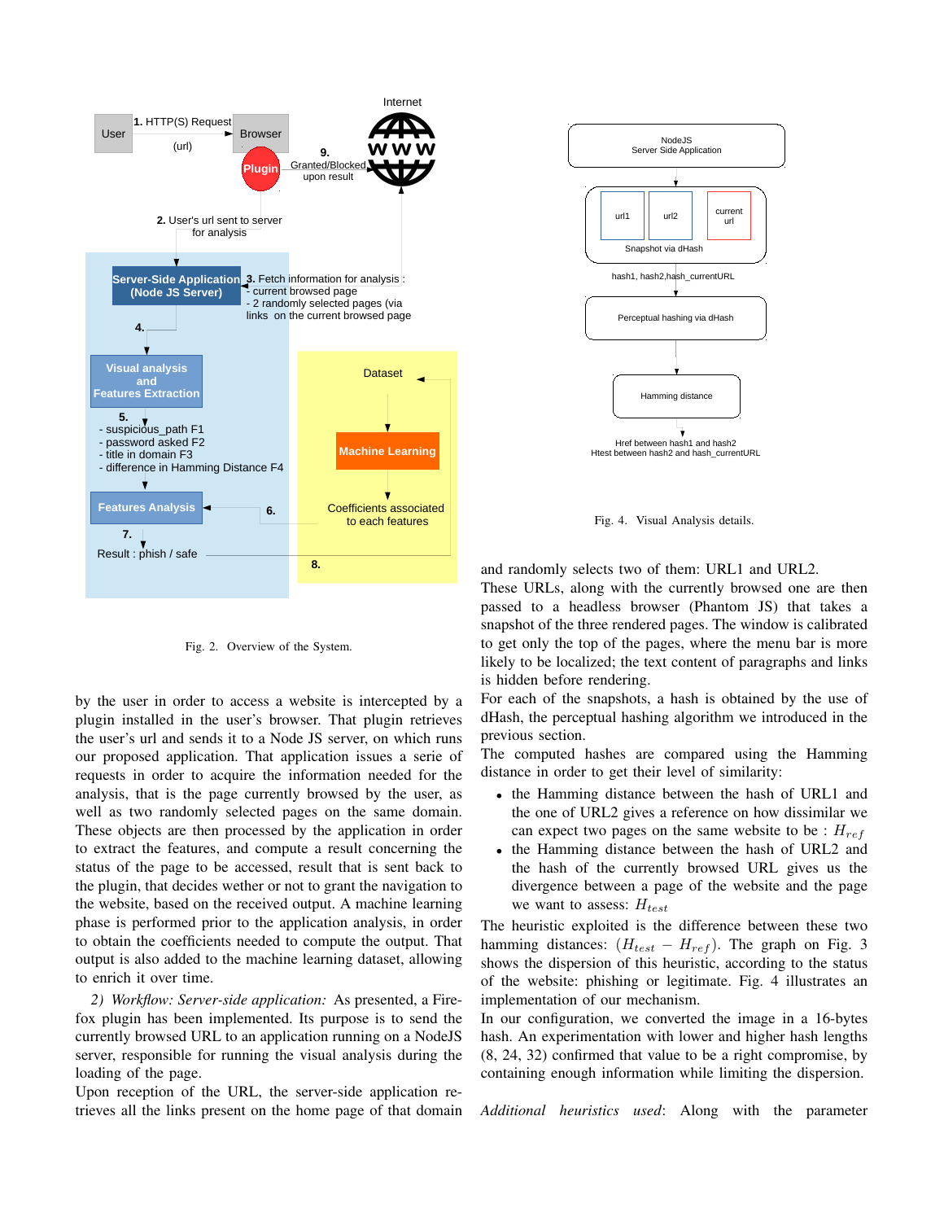Fig. 2. Overview of the System.

by the user in order to access a website is intercepted by a plugin installed in the user's browser. That plugin retrieves the user's url and sends it to a Node JS server, on which runs our proposed application. That application issues a serie of requests in order to acquire the information needed for the analysis, that is the page currently browsed by the user, as well as two randomly selected pages on the same domain. These objects are then processed by the application in order to extract the features, and compute a result concerning the status of the page to be accessed, result that is sent back to the plugin, that decides wether or not to grant the navigation to the website, based on the received output. A machine learning phase is performed prior to the application analysis, in order to obtain the coefficients needed to compute the output. That output is also added to the machine learning dataset, allowing to enrich it over time.

*2) Workflow: Server-side application:* As presented, a Firefox plugin has been implemented. Its purpose is to send the currently browsed URL to an application running on a NodeJS server, responsible for running the visual analysis during the loading of the page.

Upon reception of the URL, the server-side application retrieves all the links present on the home page of that domain and randomly selects two of them: URL1 and URL2.

These URLs, along with the currently browsed one are then passed to a headless browser (Phantom JS) that takes a snapshot of the three rendered pages. The window is calibrated to get only the top of the pages, where the menu bar is more likely to be localized; the text content of paragraphs and links is hidden before rendering.

For each of the snapshots, a hash is obtained by the use of dHash, the perceptual hashing algorithm we introduced in the previous section.

The computed hashes are compared using the Hamming distance in order to get their level of similarity:

- the Hamming distance between the hash of URL1 and the one of URL2 gives a reference on how dissimilar we can expect two pages on the same website to be : $H_{ref}$
- the Hamming distance between the hash of URL2 and the hash of the currently browsed URL gives us the divergence between a page of the website and the page we want to assess: $H_{test}$

The heuristic exploited is the difference between these two hamming distances: $(H_{test} - H_{ref})$. The graph on Fig. 3 shows the dispersion of this heuristic, according to the status of the website: phishing or legitimate. Fig. 4 illustrates an implementation of our mechanism.

In our configuration, we converted the image in a 16-bytes hash. An experimentation with lower and higher hash lengths (8, 24, 32) confirmed that value to be a right compromise, by containing enough information while limiting the dispersion.

Fig. 4. Visual Analysis details.

*Additional heuristics used*: Along with the parameter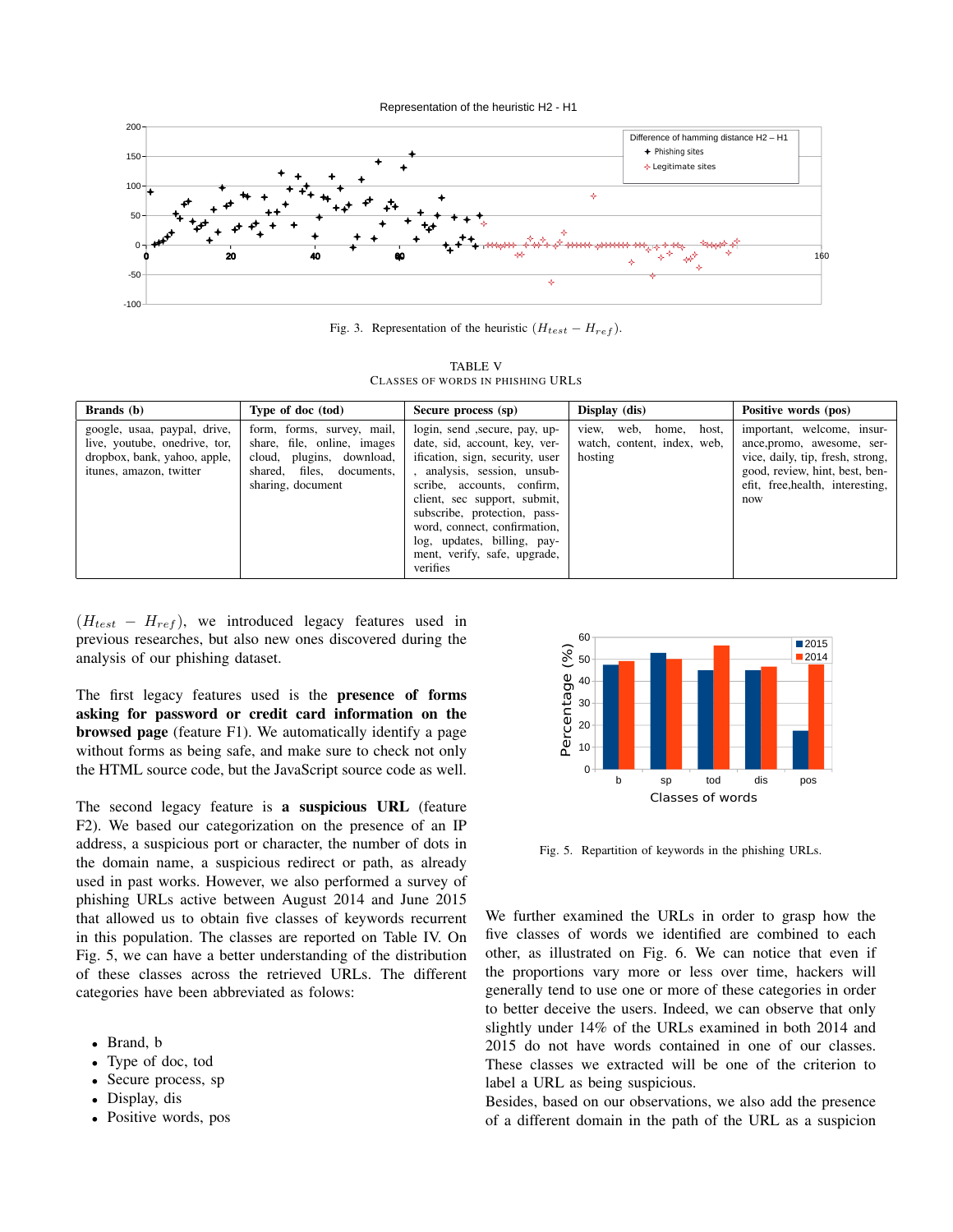Fig. 3. Representation of the heuristic $(H_{test} - H_{ref})$.

TABLE V
CLASSES OF WORDS IN PHISHING URLS

| Brands (b) | Type of doc (tod) | Secure process (sp) | Display (dis) | Positive words (pos) |
|---|---|---|---|---|
| google, usaa, paypal, drive, live, youtube, onedrive, tor, dropbox, bank, yahoo, apple, itunes, amazon, twitter | form, forms, survey, mail, share, file, online, images cloud, plugins, download, shared, files, documents, sharing, document | login, send ,secure, pay, update, sid, account, key, verification, sign, security, user , analysis, session, unsubscribe, accounts, confirm, client, sec support, submit, subscribe, protection, password, connect, confirmation, log, updates, billing, payment, verify, safe, upgrade, verifies | view, web, home, host, watch, content, index, web, hosting | important, welcome, insurance,promo, awesome, service, daily, tip, fresh, strong, good, review, hint, best, benefit, free,health, interesting, now |

$(H_{test} - H_{ref})$, we introduced legacy features used in previous researches, but also new ones discovered during the analysis of our phishing dataset.

The first legacy features used is the **presence of forms asking for password or credit card information on the browsed page** (feature F1). We automatically identify a page without forms as being safe, and make sure to check not only the HTML source code, but the JavaScript source code as well.

The second legacy feature is **a suspicious URL** (feature F2). We based our categorization on the presence of an IP address, a suspicious port or character, the number of dots in the domain name, a suspicious redirect or path, as already used in past works. However, we also performed a survey of phishing URLs active between August 2014 and June 2015 that allowed us to obtain five classes of keywords recurrent in this population. The classes are reported on Table IV. On Fig. 5, we can have a better understanding of the distribution of these classes across the retrieved URLs. The different categories have been abbreviated as folows:

- Brand, b
- Type of doc, tod
- Secure process, sp
- Display, dis
- Positive words, pos

Fig. 5. Repartition of keywords in the phishing URLs.

We further examined the URLs in order to grasp how the five classes of words we identified are combined to each other, as illustrated on Fig. 6. We can notice that even if the proportions vary more or less over time, hackers will generally tend to use one or more of these categories in order to better deceive the users. Indeed, we can observe that only slightly under 14% of the URLs examined in both 2014 and 2015 do not have words contained in one of our classes. These classes we extracted will be one of the criterion to label a URL as being suspicious.
Besides, based on our observations, we also add the presence of a different domain in the path of the URL as a suspicion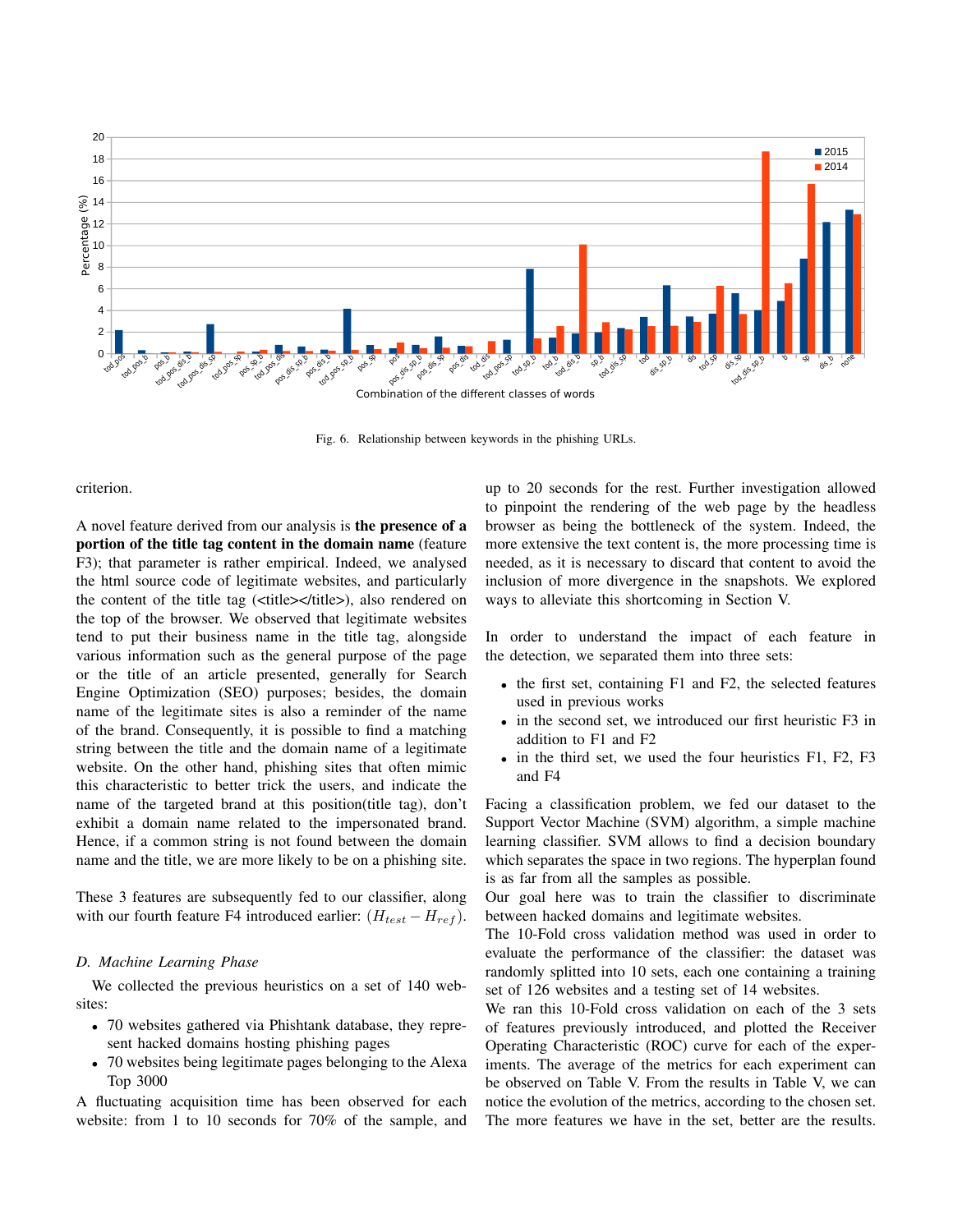Fig. 6. Relationship between keywords in the phishing URLs.

criterion.

A novel feature derived from our analysis is **the presence of a portion of the title tag content in the domain name** (feature F3); that parameter is rather empirical. Indeed, we analysed the html source code of legitimate websites, and particularly the content of the title tag (<title></title>), also rendered on the top of the browser. We observed that legitimate websites tend to put their business name in the title tag, alongside various information such as the general purpose of the page or the title of an article presented, generally for Search Engine Optimization (SEO) purposes; besides, the domain name of the legitimate sites is also a reminder of the name of the brand. Consequently, it is possible to find a matching string between the title and the domain name of a legitimate website. On the other hand, phishing sites that often mimic this characteristic to better trick the users, and indicate the name of the targeted brand at this position(title tag), don't exhibit a domain name related to the impersonated brand. Hence, if a common string is not found between the domain name and the title, we are more likely to be on a phishing site.

These 3 features are subsequently fed to our classifier, along with our fourth feature F4 introduced earlier: $(H_{test} - H_{ref})$.

### D. Machine Learning Phase

We collected the previous heuristics on a set of 140 websites:

- 70 websites gathered via Phishtank database, they represent hacked domains hosting phishing pages
- 70 websites being legitimate pages belonging to the Alexa Top 3000

A fluctuating acquisition time has been observed for each website: from 1 to 10 seconds for 70% of the sample, and up to 20 seconds for the rest. Further investigation allowed to pinpoint the rendering of the web page by the headless browser as being the bottleneck of the system. Indeed, the more extensive the text content is, the more processing time is needed, as it is necessary to discard that content to avoid the inclusion of more divergence in the snapshots. We explored ways to alleviate this shortcoming in Section V.

In order to understand the impact of each feature in the detection, we separated them into three sets:

- the first set, containing F1 and F2, the selected features used in previous works
- in the second set, we introduced our first heuristic F3 in addition to F1 and F2
- in the third set, we used the four heuristics F1, F2, F3 and F4

Facing a classification problem, we fed our dataset to the Support Vector Machine (SVM) algorithm, a simple machine learning classifier. SVM allows to find a decision boundary which separates the space in two regions. The hyperplan found is as far from all the samples as possible.
Our goal here was to train the classifier to discriminate between hacked domains and legitimate websites.
The 10-Fold cross validation method was used in order to evaluate the performance of the classifier: the dataset was randomly splitted into 10 sets, each one containing a training set of 126 websites and a testing set of 14 websites.
We ran this 10-Fold cross validation on each of the 3 sets of features previously introduced, and plotted the Receiver Operating Characteristic (ROC) curve for each of the experiments. The average of the metrics for each experiment can be observed on Table V. From the results in Table V, we can notice the evolution of the metrics, according to the chosen set. The more features we have in the set, better are the results.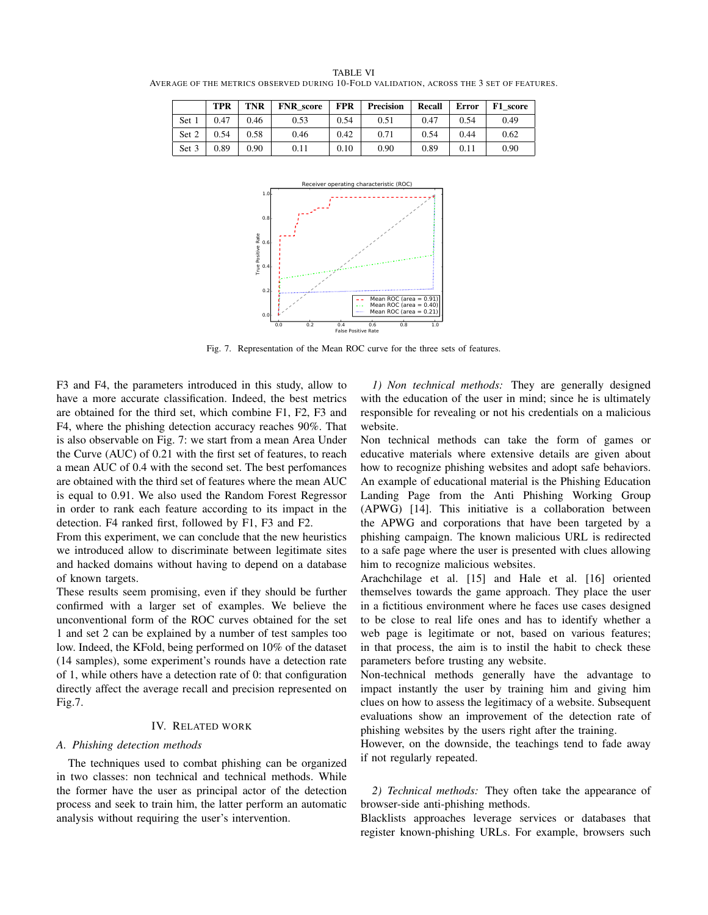TABLE VI
AVERAGE OF THE METRICS OBSERVED DURING 10-FOLD VALIDATION, ACROSS THE 3 SET OF FEATURES.

| | TPR | TNR | FNR_score | FPR | Precision | Recall | Error | F1_score |
|---|---|---|---|---|---|---|---|---|
| Set 1 | 0.47 | 0.46 | 0.53 | 0.54 | 0.51 | 0.47 | 0.54 | 0.49 |
| Set 2 | 0.54 | 0.58 | 0.46 | 0.42 | 0.71 | 0.54 | 0.44 | 0.62 |
| Set 3 | 0.89 | 0.90 | 0.11 | 0.10 | 0.90 | 0.89 | 0.11 | 0.90 |

Fig. 7. Representation of the Mean ROC curve for the three sets of features.

F3 and F4, the parameters introduced in this study, allow to have a more accurate classification. Indeed, the best metrics are obtained for the third set, which combine F1, F2, F3 and F4, where the phishing detection accuracy reaches 90%. That is also observable on Fig. 7: we start from a mean Area Under the Curve (AUC) of 0.21 with the first set of features, to reach a mean AUC of 0.4 with the second set. The best perfomances are obtained with the third set of features where the mean AUC is equal to 0.91. We also used the Random Forest Regressor in order to rank each feature according to its impact in the detection. F4 ranked first, followed by F1, F3 and F2.

From this experiment, we can conclude that the new heuristics we introduced allow to discriminate between legitimate sites and hacked domains without having to depend on a database of known targets.

These results seem promising, even if they should be further confirmed with a larger set of examples. We believe the unconventional form of the ROC curves obtained for the set 1 and set 2 can be explained by a number of test samples too low. Indeed, the KFold, being performed on 10% of the dataset (14 samples), some experiment's rounds have a detection rate of 1, while others have a detection rate of 0: that configuration directly affect the average recall and precision represented on Fig.7.

## IV. RELATED WORK

### A. Phishing detection methods

The techniques used to combat phishing can be organized in two classes: non technical and technical methods. While the former have the user as principal actor of the detection process and seek to train him, the latter perform an automatic analysis without requiring the user's intervention.

*1) Non technical methods:* They are generally designed with the education of the user in mind; since he is ultimately responsible for revealing or not his credentials on a malicious website.

Non technical methods can take the form of games or educative materials where extensive details are given about how to recognize phishing websites and adopt safe behaviors. An example of educational material is the Phishing Education Landing Page from the Anti Phishing Working Group (APWG) [14]. This initiative is a collaboration between the APWG and corporations that have been targeted by a phishing campaign. The known malicious URL is redirected to a safe page where the user is presented with clues allowing him to recognize malicious websites.

Arachchilage et al. [15] and Hale et al. [16] oriented themselves towards the game approach. They place the user in a fictitious environment where he faces use cases designed to be close to real life ones and has to identify whether a web page is legitimate or not, based on various features; in that process, the aim is to instil the habit to check these parameters before trusting any website.

Non-technical methods generally have the advantage to impact instantly the user by training him and giving him clues on how to assess the legitimacy of a website. Subsequent evaluations show an improvement of the detection rate of phishing websites by the users right after the training.

However, on the downside, the teachings tend to fade away if not regularly repeated.

*2) Technical methods:* They often take the appearance of browser-side anti-phishing methods.

Blacklists approaches leverage services or databases that register known-phishing URLs. For example, browsers such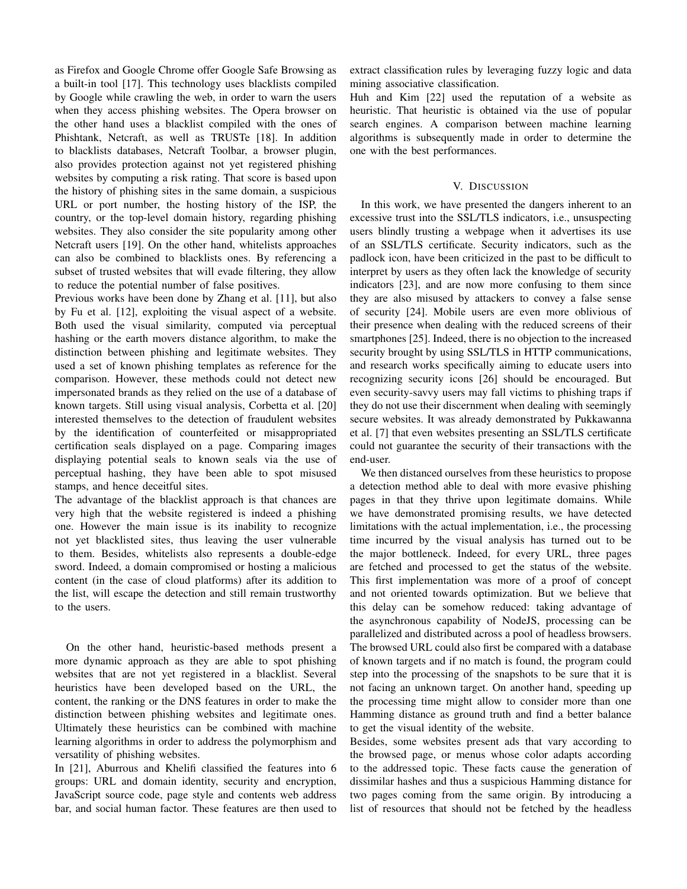as Firefox and Google Chrome offer Google Safe Browsing as a built-in tool [17]. This technology uses blacklists compiled by Google while crawling the web, in order to warn the users when they access phishing websites. The Opera browser on the other hand uses a blacklist compiled with the ones of Phishtank, Netcraft, as well as TRUSTe [18]. In addition to blacklists databases, Netcraft Toolbar, a browser plugin, also provides protection against not yet registered phishing websites by computing a risk rating. That score is based upon the history of phishing sites in the same domain, a suspicious URL or port number, the hosting history of the ISP, the country, or the top-level domain history, regarding phishing websites. They also consider the site popularity among other Netcraft users [19]. On the other hand, whitelists approaches can also be combined to blacklists ones. By referencing a subset of trusted websites that will evade filtering, they allow to reduce the potential number of false positives.

Previous works have been done by Zhang et al. [11], but also by Fu et al. [12], exploiting the visual aspect of a website. Both used the visual similarity, computed via perceptual hashing or the earth movers distance algorithm, to make the distinction between phishing and legitimate websites. They used a set of known phishing templates as reference for the comparison. However, these methods could not detect new impersonated brands as they relied on the use of a database of known targets. Still using visual analysis, Corbetta et al. [20] interested themselves to the detection of fraudulent websites by the identification of counterfeited or misappropriated certification seals displayed on a page. Comparing images displaying potential seals to known seals via the use of perceptual hashing, they have been able to spot misused stamps, and hence deceitful sites.

The advantage of the blacklist approach is that chances are very high that the website registered is indeed a phishing one. However the main issue is its inability to recognize not yet blacklisted sites, thus leaving the user vulnerable to them. Besides, whitelists also represents a double-edge sword. Indeed, a domain compromised or hosting a malicious content (in the case of cloud platforms) after its addition to the list, will escape the detection and still remain trustworthy to the users.

On the other hand, heuristic-based methods present a more dynamic approach as they are able to spot phishing websites that are not yet registered in a blacklist. Several heuristics have been developed based on the URL, the content, the ranking or the DNS features in order to make the distinction between phishing websites and legitimate ones. Ultimately these heuristics can be combined with machine learning algorithms in order to address the polymorphism and versatility of phishing websites.

In [21], Aburrous and Khelifi classified the features into 6 groups: URL and domain identity, security and encryption, JavaScript source code, page style and contents web address bar, and social human factor. These features are then used to extract classification rules by leveraging fuzzy logic and data mining associative classification.

Huh and Kim [22] used the reputation of a website as heuristic. That heuristic is obtained via the use of popular search engines. A comparison between machine learning algorithms is subsequently made in order to determine the one with the best performances.

## V. Discussion

In this work, we have presented the dangers inherent to an excessive trust into the SSL/TLS indicators, i.e., unsuspecting users blindly trusting a webpage when it advertises its use of an SSL/TLS certificate. Security indicators, such as the padlock icon, have been criticized in the past to be difficult to interpret by users as they often lack the knowledge of security indicators [23], and are now more confusing to them since they are also misused by attackers to convey a false sense of security [24]. Mobile users are even more oblivious of their presence when dealing with the reduced screens of their smartphones [25]. Indeed, there is no objection to the increased security brought by using SSL/TLS in HTTP communications, and research works specifically aiming to educate users into recognizing security icons [26] should be encouraged. But even security-savvy users may fall victims to phishing traps if they do not use their discernment when dealing with seemingly secure websites. It was already demonstrated by Pukkawanna et al. [7] that even websites presenting an SSL/TLS certificate could not guarantee the security of their transactions with the end-user.

We then distanced ourselves from these heuristics to propose a detection method able to deal with more evasive phishing pages in that they thrive upon legitimate domains. While we have demonstrated promising results, we have detected limitations with the actual implementation, i.e., the processing time incurred by the visual analysis has turned out to be the major bottleneck. Indeed, for every URL, three pages are fetched and processed to get the status of the website. This first implementation was more of a proof of concept and not oriented towards optimization. But we believe that this delay can be somehow reduced: taking advantage of the asynchronous capability of NodeJS, processing can be parallelized and distributed across a pool of headless browsers. The browsed URL could also first be compared with a database of known targets and if no match is found, the program could step into the processing of the snapshots to be sure that it is not facing an unknown target. On another hand, speeding up the processing time might allow to consider more than one Hamming distance as ground truth and find a better balance to get the visual identity of the website.

Besides, some websites present ads that vary according to the browsed page, or menus whose color adapts according to the addressed topic. These facts cause the generation of dissimilar hashes and thus a suspicious Hamming distance for two pages coming from the same origin. By introducing a list of resources that should not be fetched by the headless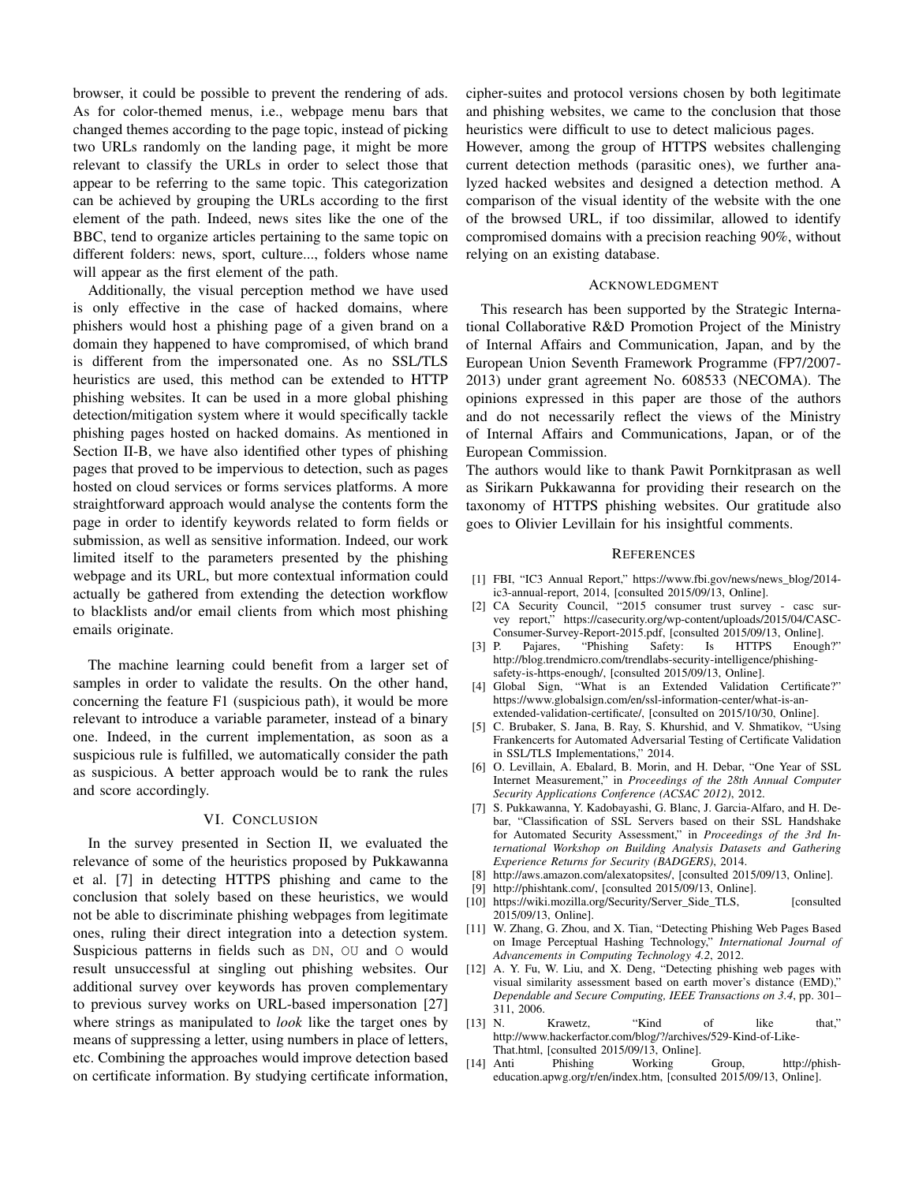browser, it could be possible to prevent the rendering of ads. As for color-themed menus, i.e., webpage menu bars that changed themes according to the page topic, instead of picking two URLs randomly on the landing page, it might be more relevant to classify the URLs in order to select those that appear to be referring to the same topic. This categorization can be achieved by grouping the URLs according to the first element of the path. Indeed, news sites like the one of the BBC, tend to organize articles pertaining to the same topic on different folders: news, sport, culture..., folders whose name will appear as the first element of the path.

Additionally, the visual perception method we have used is only effective in the case of hacked domains, where phishers would host a phishing page of a given brand on a domain they happened to have compromised, of which brand is different from the impersonated one. As no SSL/TLS heuristics are used, this method can be extended to HTTP phishing websites. It can be used in a more global phishing detection/mitigation system where it would specifically tackle phishing pages hosted on hacked domains. As mentioned in Section II-B, we have also identified other types of phishing pages that proved to be impervious to detection, such as pages hosted on cloud services or forms services platforms. A more straightforward approach would analyse the contents form the page in order to identify keywords related to form fields or submission, as well as sensitive information. Indeed, our work limited itself to the parameters presented by the phishing webpage and its URL, but more contextual information could actually be gathered from extending the detection workflow to blacklists and/or email clients from which most phishing emails originate.

The machine learning could benefit from a larger set of samples in order to validate the results. On the other hand, concerning the feature F1 (suspicious path), it would be more relevant to introduce a variable parameter, instead of a binary one. Indeed, in the current implementation, as soon as a suspicious rule is fulfilled, we automatically consider the path as suspicious. A better approach would be to rank the rules and score accordingly.

## VI. Conclusion

In the survey presented in Section II, we evaluated the relevance of some of the heuristics proposed by Pukkawanna et al. [7] in detecting HTTPS phishing and came to the conclusion that solely based on these heuristics, we would not be able to discriminate phishing webpages from legitimate ones, ruling their direct integration into a detection system. Suspicious patterns in fields such as `DN`, `OU` and `O` would result unsuccessful at singling out phishing websites. Our additional survey over keywords has proven complementary to previous survey works on URL-based impersonation [27] where strings as manipulated to *look* like the target ones by means of suppressing a letter, using numbers in place of letters, etc. Combining the approaches would improve detection based on certificate information. By studying certificate information, cipher-suites and protocol versions chosen by both legitimate and phishing websites, we came to the conclusion that those heuristics were difficult to use to detect malicious pages.

However, among the group of HTTPS websites challenging current detection methods (parasitic ones), we further analyzed hacked websites and designed a detection method. A comparison of the visual identity of the website with the one of the browsed URL, if too dissimilar, allowed to identify compromised domains with a precision reaching 90%, without relying on an existing database.

## Acknowledgment

This research has been supported by the Strategic International Collaborative R&D Promotion Project of the Ministry of Internal Affairs and Communication, Japan, and by the European Union Seventh Framework Programme (FP7/2007-2013) under grant agreement No. 608533 (NECOMA). The opinions expressed in this paper are those of the authors and do not necessarily reflect the views of the Ministry of Internal Affairs and Communications, Japan, or of the European Commission.

The authors would like to thank Pawit Pornkitprasan as well as Sirikarn Pukkawanna for providing their research on the taxonomy of HTTPS phishing websites. Our gratitude also goes to Olivier Levillain for his insightful comments.

## References

[1] FBI, "IC3 Annual Report," https://www.fbi.gov/news/news_blog/2014-ic3-annual-report, 2014, [consulted 2015/09/13, Online].

[2] CA Security Council, "2015 consumer trust survey - casc survey report," https://casecurity.org/wp-content/uploads/2015/04/CASC-Consumer-Survey-Report-2015.pdf, [consulted 2015/09/13, Online].

[3] P. Pajares, "Phishing Safety: Is HTTPS Enough?" http://blog.trendmicro.com/trendlabs-security-intelligence/phishing-safety-is-https-enough/, [consulted 2015/09/13, Online].

[4] Global Sign, "What is an Extended Validation Certificate?" https://www.globalsign.com/en/ssl-information-center/what-is-an-extended-validation-certificate/, [consulted on 2015/10/30, Online].

[5] C. Brubaker, S. Jana, B. Ray, S. Khurshid, and V. Shmatikov, "Using Frankencerts for Automated Adversarial Testing of Certificate Validation in SSL/TLS Implementations," 2014.

[6] O. Levillain, A. Ebalard, B. Morin, and H. Debar, "One Year of SSL Internet Measurement," in *Proceedings of the 28th Annual Computer Security Applications Conference (ACSAC 2012)*, 2012.

[7] S. Pukkawanna, Y. Kadobayashi, G. Blanc, J. Garcia-Alfaro, and H. Debar, "Classification of SSL Servers based on their SSL Handshake for Automated Security Assessment," in *Proceedings of the 3rd International Workshop on Building Analysis Datasets and Gathering Experience Returns for Security (BADGERS)*, 2014.

[8] http://aws.amazon.com/alexatopsites/, [consulted 2015/09/13, Online].

[9] http://phishtank.com/, [consulted 2015/09/13, Online].

[10] https://wiki.mozilla.org/Security/Server_Side_TLS, [consulted 2015/09/13, Online].

[11] W. Zhang, G. Zhou, and X. Tian, "Detecting Phishing Web Pages Based on Image Perceptual Hashing Technology," *International Journal of Advancements in Computing Technology 4.2*, 2012.

[12] A. Y. Fu, W. Liu, and X. Deng, "Detecting phishing web pages with visual similarity assessment based on earth mover's distance (EMD)," *Dependable and Secure Computing, IEEE Transactions on 3.4*, pp. 301–311, 2006.

[13] N. Krawetz, "Kind of like that," http://www.hackerfactor.com/blog/?/archives/529-Kind-of-Like-That.html, [consulted 2015/09/13, Online].

[14] Anti Phishing Working Group, http://phish-education.apwg.org/r/en/index.htm, [consulted 2015/09/13, Online].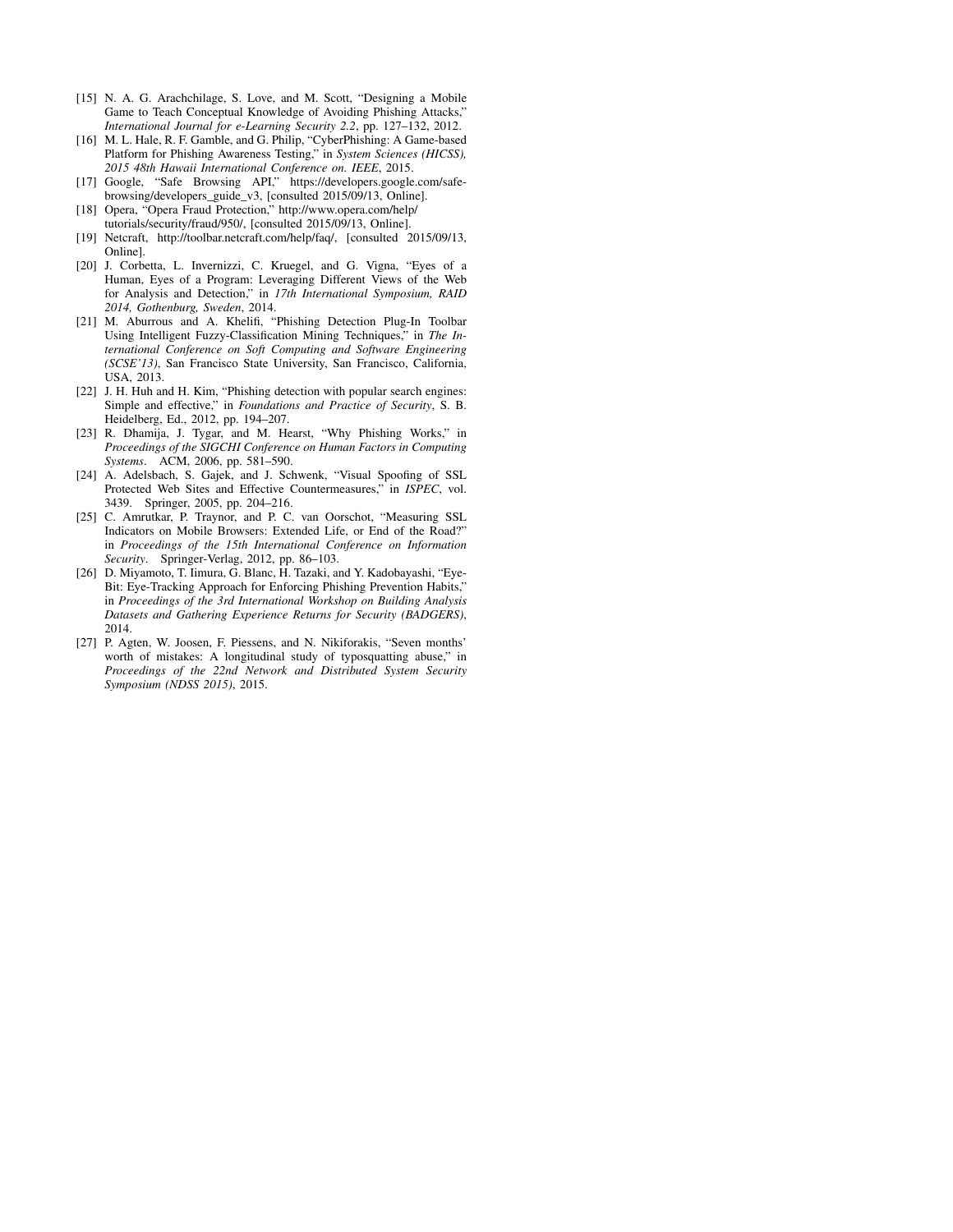[15] N. A. G. Arachchilage, S. Love, and M. Scott, "Designing a Mobile Game to Teach Conceptual Knowledge of Avoiding Phishing Attacks," *International Journal for e-Learning Security 2.2*, pp. 127–132, 2012.

[16] M. L. Hale, R. F. Gamble, and G. Philip, "CyberPhishing: A Game-based Platform for Phishing Awareness Testing," in *System Sciences (HICSS), 2015 48th Hawaii International Conference on. IEEE*, 2015.

[17] Google, "Safe Browsing API," https://developers.google.com/safe-browsing/developers_guide_v3, [consulted 2015/09/13, Online].

[18] Opera, "Opera Fraud Protection," http://www.opera.com/help/tutorials/security/fraud/950/, [consulted 2015/09/13, Online].

[19] Netcraft, http://toolbar.netcraft.com/help/faq/, [consulted 2015/09/13, Online].

[20] J. Corbetta, L. Invernizzi, C. Kruegel, and G. Vigna, "Eyes of a Human, Eyes of a Program: Leveraging Different Views of the Web for Analysis and Detection," in *17th International Symposium, RAID 2014, Gothenburg, Sweden*, 2014.

[21] M. Aburrous and A. Khelifi, "Phishing Detection Plug-In Toolbar Using Intelligent Fuzzy-Classification Mining Techniques," in *The International Conference on Soft Computing and Software Engineering (SCSE'13)*, San Francisco State University, San Francisco, California, USA, 2013.

[22] J. H. Huh and H. Kim, "Phishing detection with popular search engines: Simple and effective," in *Foundations and Practice of Security*, S. B. Heidelberg, Ed., 2012, pp. 194–207.

[23] R. Dhamija, J. Tygar, and M. Hearst, "Why Phishing Works," in *Proceedings of the SIGCHI Conference on Human Factors in Computing Systems*. ACM, 2006, pp. 581–590.

[24] A. Adelsbach, S. Gajek, and J. Schwenk, "Visual Spoofing of SSL Protected Web Sites and Effective Countermeasures," in *ISPEC*, vol. 3439. Springer, 2005, pp. 204–216.

[25] C. Amrutkar, P. Traynor, and P. C. van Oorschot, "Measuring SSL Indicators on Mobile Browsers: Extended Life, or End of the Road?" in *Proceedings of the 15th International Conference on Information Security*. Springer-Verlag, 2012, pp. 86–103.

[26] D. Miyamoto, T. Iimura, G. Blanc, H. Tazaki, and Y. Kadobayashi, "Eye-Bit: Eye-Tracking Approach for Enforcing Phishing Prevention Habits," in *Proceedings of the 3rd International Workshop on Building Analysis Datasets and Gathering Experience Returns for Security (BADGERS)*, 2014.

[27] P. Agten, W. Joosen, F. Piessens, and N. Nikiforakis, "Seven months' worth of mistakes: A longitudinal study of typosquatting abuse," in *Proceedings of the 22nd Network and Distributed System Security Symposium (NDSS 2015)*, 2015.